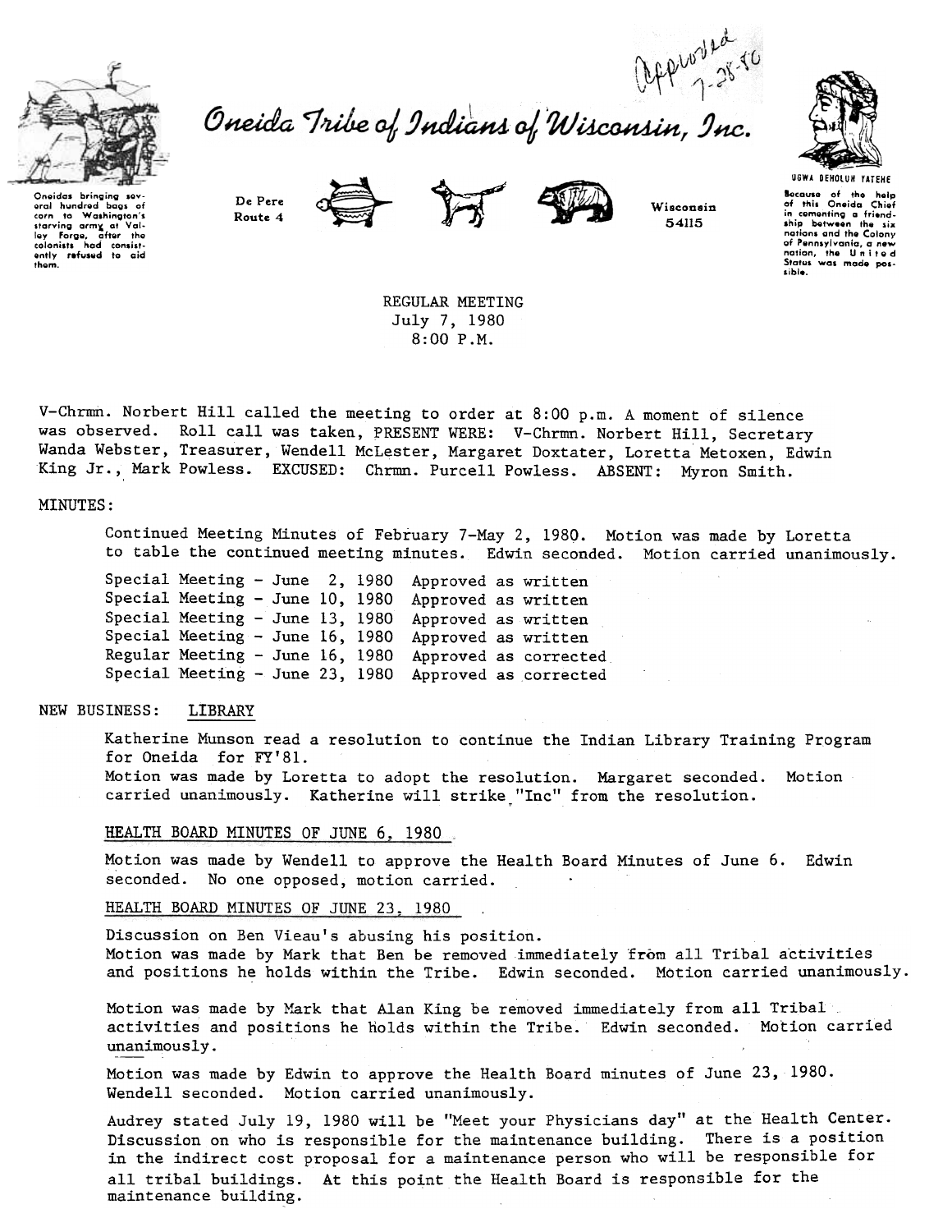Approved 7-28-80

# Oneida Tribe of Indians of Wisconsin, Inc.

Oneidas bringing several hundred bags of corn to Washington's starving army at Valley Forge, after the colonists had consistently refused to aid them.

De Pere Route 4

Wisconsin 54115

UGWA DEHOLUH YATEHE

Because of the help of this Oneida Chief in cementing a friendship between the six nations and the Colony of Pennsylvania, a new nation, the United States was made possible.

REGULAR MEETING
July 7, 1980
8:00 P.M.

V-Chrmn. Norbert Hill called the meeting to order at 8:00 p.m. A moment of silence was observed. Roll call was taken, PRESENT WERE: V-Chrmn. Norbert Hill, Secretary Wanda Webster, Treasurer, Wendell McLester, Margaret Doxtater, Loretta Metoxen, Edwin King Jr., Mark Powless. EXCUSED: Chrmn. Purcell Powless. ABSENT: Myron Smith.

MINUTES:

Continued Meeting Minutes of February 7-May 2, 1980. Motion was made by Loretta to table the continued meeting minutes. Edwin seconded. Motion carried unanimously.

Special Meeting - June 2, 1980 Approved as written
Special Meeting - June 10, 1980 Approved as written
Special Meeting - June 13, 1980 Approved as written
Special Meeting - June 16, 1980 Approved as written
Regular Meeting - June 16, 1980 Approved as corrected
Special Meeting - June 23, 1980 Approved as corrected

NEW BUSINESS: LIBRARY

Katherine Munson read a resolution to continue the Indian Library Training Program for Oneida for FY'81.
Motion was made by Loretta to adopt the resolution. Margaret seconded. Motion carried unanimously. Katherine will strike "Inc" from the resolution.

HEALTH BOARD MINUTES OF JUNE 6, 1980

Motion was made by Wendell to approve the Health Board Minutes of June 6. Edwin seconded. No one opposed, motion carried.

HEALTH BOARD MINUTES OF JUNE 23, 1980

Discussion on Ben Vieau's abusing his position.
Motion was made by Mark that Ben be removed immediately from all Tribal activities and positions he holds within the Tribe. Edwin seconded. Motion carried unanimously.

Motion was made by Mark that Alan King be removed immediately from all Tribal activities and positions he holds within the Tribe. Edwin seconded. Motion carried unanimously.

Motion was made by Edwin to approve the Health Board minutes of June 23, 1980. Wendell seconded. Motion carried unanimously.

Audrey stated July 19, 1980 will be "Meet your Physicians day" at the Health Center. Discussion on who is responsible for the maintenance building. There is a position in the indirect cost proposal for a maintenance person who will be responsible for all tribal buildings. At this point the Health Board is responsible for the maintenance building.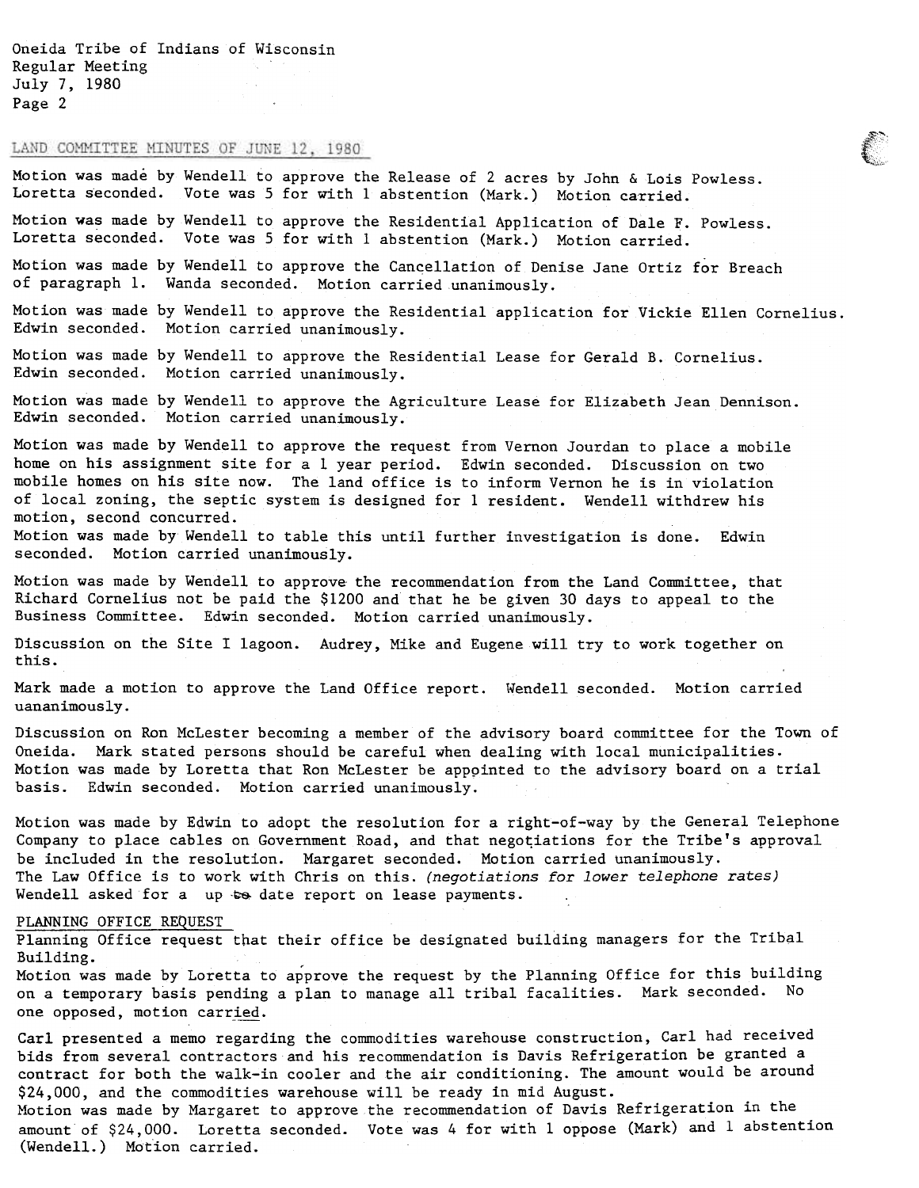## LAND COMMITTEE MINUTES OF JUNE 12, 1980

Motion was made by Wendell to approve the Release of 2 acres by John & Lois Powless. Loretta seconded. Vote was 5 for with 1 abstention (Mark.) Motion carried.

Motion was made by Wendell to approve the Residential Application of Dale F. Powless. Loretta seconded. Vote was 5 for with 1 abstention (Mark.) Motion carried.

Motion was made by Wendell to approve the Cancellation of Denise Jane Ortiz for Breach of paragraph 1. Wanda seconded. Motion carried unanimously.

Motion was made by Wendell to approve the Residential application for Vickie Ellen Cornelius. Edwin seconded. Motion carried unanimously.

Motion was made by Wendell to approve the Residential Lease for Gerald B. Cornelius. Edwin seconded. Motion carried unanimously.

Motion was made by Wendell to approve the Agriculture Lease for Elizabeth Jean Dennison. Edwin seconded. Motion carried unanimously.

Motion was made by Wendell to approve the request from Vernon Jourdan to place a mobile home on his assignment site for a 1 year period. Edwin seconded. Discussion on two mobile homes on his site now. The land office is to inform Vernon he is in violation of local zoning, the septic system is designed for 1 resident. Wendell withdrew his motion, second concurred.
Motion was made by Wendell to table this until further investigation is done. Edwin seconded. Motion carried unanimously.

Motion was made by Wendell to approve the recommendation from the Land Committee, that Richard Cornelius not be paid the $1200 and that he be given 30 days to appeal to the Business Committee. Edwin seconded. Motion carried unanimously.

Discussion on the Site I lagoon. Audrey, Mike and Eugene will try to work together on this.

Mark made a motion to approve the Land Office report. Wendell seconded. Motion carried uananimously.

Discussion on Ron McLester becoming a member of the advisory board committee for the Town of Oneida. Mark stated persons should be careful when dealing with local municipalities. Motion was made by Loretta that Ron McLester be appointed to the advisory board on a trial basis. Edwin seconded. Motion carried unanimously.

Motion was made by Edwin to adopt the resolution for a right-of-way by the General Telephone Company to place cables on Government Road, and that negotiations for the Tribe's approval be included in the resolution. Margaret seconded. Motion carried unanimously.
The Law Office is to work with Chris on this. *(negotiations for lower telephone rates)*
Wendell asked for a up ~~to~~ date report on lease payments.

## PLANNING OFFICE REQUEST

Planning Office request that their office be designated building managers for the Tribal Building.
Motion was made by Loretta to approve the request by the Planning Office for this building on a temporary basis pending a plan to manage all tribal facalities. Mark seconded. No one opposed, motion carried.

Carl presented a memo regarding the commodities warehouse construction, Carl had received bids from several contractors and his recommendation is Davis Refrigeration be granted a contract for both the walk-in cooler and the air conditioning. The amount would be around $24,000, and the commodities warehouse will be ready in mid August.
Motion was made by Margaret to approve the recommendation of Davis Refrigeration in the amount of $24,000. Loretta seconded. Vote was 4 for with 1 oppose (Mark) and 1 abstention (Wendell.) Motion carried.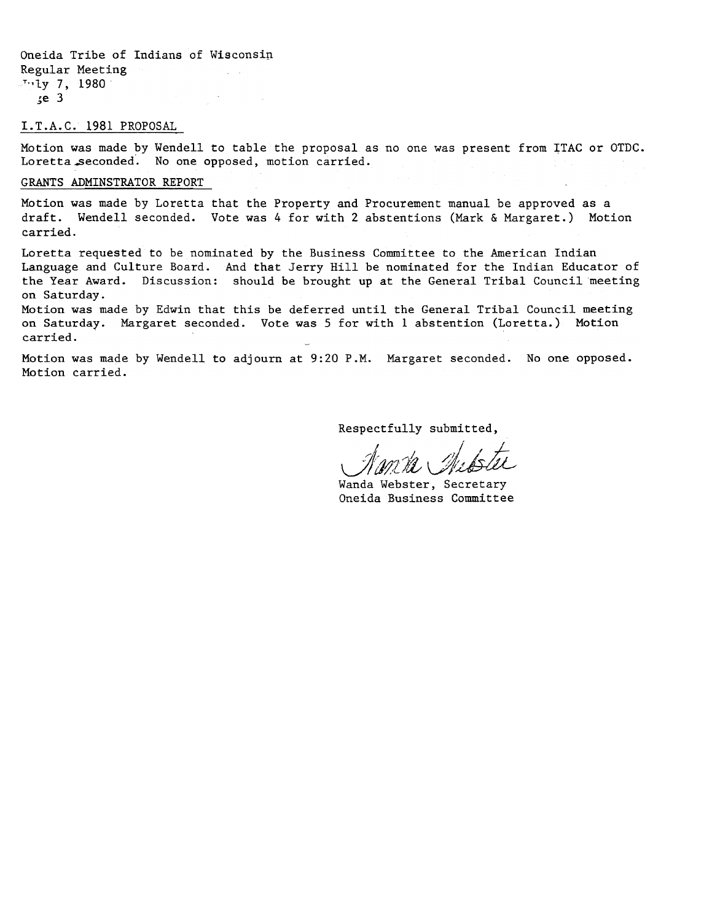Oneida Tribe of Indians of Wisconsin
Regular Meeting
July 7, 1980

## I.T.A.C. 1981 PROPOSAL

Motion was made by Wendell to table the proposal as no one was present from ITAC or OTDC. Loretta seconded. No one opposed, motion carried.

## GRANTS ADMINSTRATOR REPORT

Motion was made by Loretta that the Property and Procurement manual be approved as a draft. Wendell seconded. Vote was 4 for with 2 abstentions (Mark & Margaret.) Motion carried.

Loretta requested to be nominated by the Business Committee to the American Indian Language and Culture Board. And that Jerry Hill be nominated for the Indian Educator of the Year Award. Discussion: should be brought up at the General Tribal Council meeting on Saturday.
Motion was made by Edwin that this be deferred until the General Tribal Council meeting on Saturday. Margaret seconded. Vote was 5 for with 1 abstention (Loretta.) Motion carried.

Motion was made by Wendell to adjourn at 9:20 P.M. Margaret seconded. No one opposed. Motion carried.

Respectfully submitted,

Wanda Webster

Wanda Webster, Secretary
Oneida Business Committee